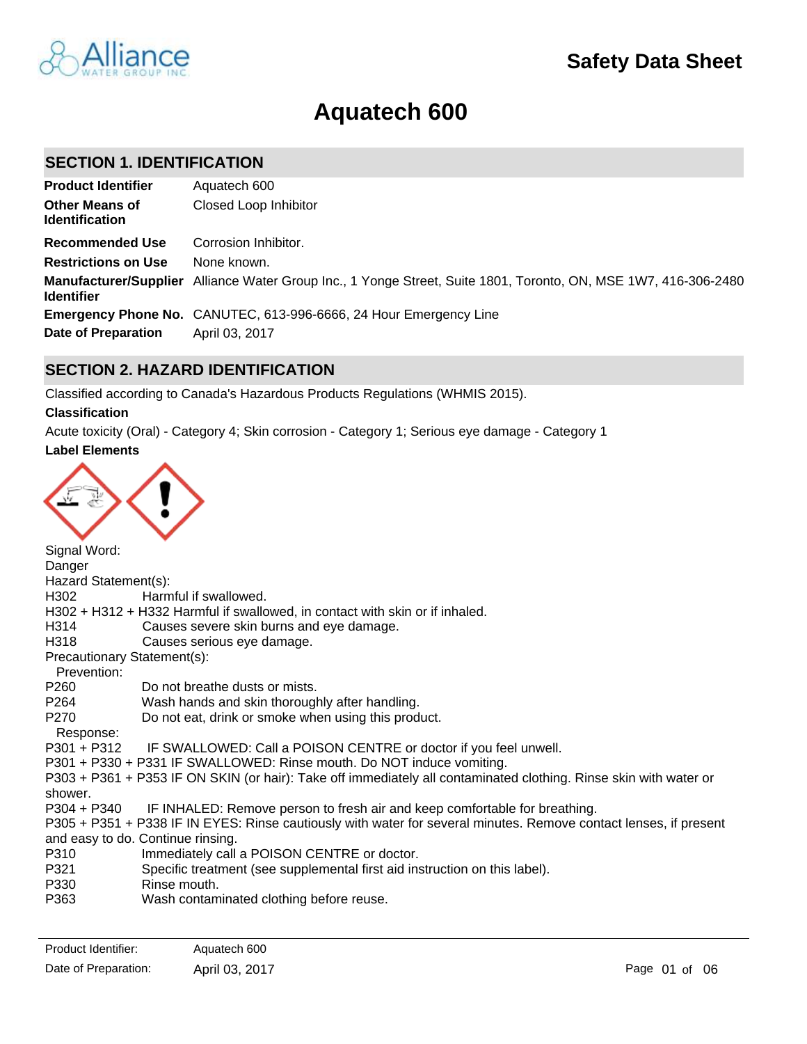# Safety Data Sheet

# Aquatech 600

## SECTION 1. IDENTIFICATION

| | |
|---|---|
| **Product Identifier** | Aquatech 600 |
| **Other Means of Identification** | Closed Loop Inhibitor |
| **Recommended Use** | Corrosion Inhibitor. |
| **Restrictions on Use** | None known. |
| **Manufacturer/Supplier Identifier** | Alliance Water Group Inc., 1 Yonge Street, Suite 1801, Toronto, ON, MSE 1W7, 416-306-2480 |
| **Emergency Phone No.** | CANUTEC, 613-996-6666, 24 Hour Emergency Line |
| **Date of Preparation** | April 03, 2017 |

## SECTION 2. HAZARD IDENTIFICATION

Classified according to Canada's Hazardous Products Regulations (WHMIS 2015).

**Classification**

Acute toxicity (Oral) - Category 4; Skin corrosion - Category 1; Serious eye damage - Category 1

**Label Elements**

Signal Word:
Danger

Hazard Statement(s):

H302 Harmful if swallowed.
H302 + H312 + H332 Harmful if swallowed, in contact with skin or if inhaled.
H314 Causes severe skin burns and eye damage.
H318 Causes serious eye damage.

Precautionary Statement(s):

Prevention:

P260 Do not breathe dusts or mists.
P264 Wash hands and skin thoroughly after handling.
P270 Do not eat, drink or smoke when using this product.

Response:

P301 + P312 IF SWALLOWED: Call a POISON CENTRE or doctor if you feel unwell.
P301 + P330 + P331 IF SWALLOWED: Rinse mouth. Do NOT induce vomiting.
P303 + P361 + P353 IF ON SKIN (or hair): Take off immediately all contaminated clothing. Rinse skin with water or shower.
P304 + P340 IF INHALED: Remove person to fresh air and keep comfortable for breathing.
P305 + P351 + P338 IF IN EYES: Rinse cautiously with water for several minutes. Remove contact lenses, if present and easy to do. Continue rinsing.
P310 Immediately call a POISON CENTRE or doctor.
P321 Specific treatment (see supplemental first aid instruction on this label).
P330 Rinse mouth.
P363 Wash contaminated clothing before reuse.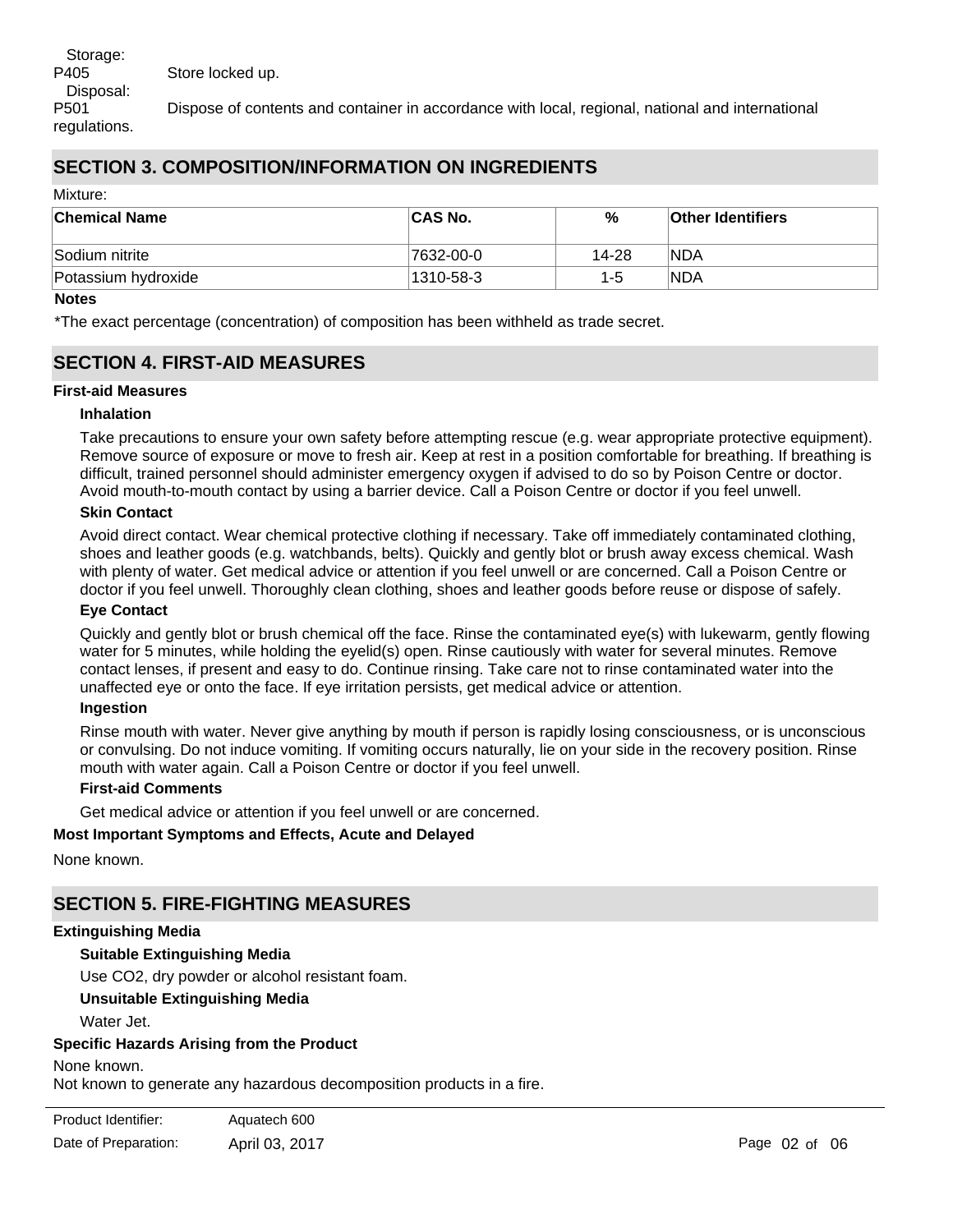Storage:

P405 Store locked up.

Disposal:

P501 Dispose of contents and container in accordance with local, regional, national and international regulations.

## SECTION 3. COMPOSITION/INFORMATION ON INGREDIENTS

Mixture:

| Chemical Name | CAS No. | % | Other Identifiers |
| --- | --- | --- | --- |
| Sodium nitrite | 7632-00-0 | 14-28 | NDA |
| Potassium hydroxide | 1310-58-3 | 1-5 | NDA |

**Notes**

*The exact percentage (concentration) of composition has been withheld as trade secret.

## SECTION 4. FIRST-AID MEASURES

### First-aid Measures

**Inhalation**

Take precautions to ensure your own safety before attempting rescue (e.g. wear appropriate protective equipment). Remove source of exposure or move to fresh air. Keep at rest in a position comfortable for breathing. If breathing is difficult, trained personnel should administer emergency oxygen if advised to do so by Poison Centre or doctor. Avoid mouth-to-mouth contact by using a barrier device. Call a Poison Centre or doctor if you feel unwell.

**Skin Contact**

Avoid direct contact. Wear chemical protective clothing if necessary. Take off immediately contaminated clothing, shoes and leather goods (e.g. watchbands, belts). Quickly and gently blot or brush away excess chemical. Wash with plenty of water. Get medical advice or attention if you feel unwell or are concerned. Call a Poison Centre or doctor if you feel unwell. Thoroughly clean clothing, shoes and leather goods before reuse or dispose of safely.

**Eye Contact**

Quickly and gently blot or brush chemical off the face. Rinse the contaminated eye(s) with lukewarm, gently flowing water for 5 minutes, while holding the eyelid(s) open. Rinse cautiously with water for several minutes. Remove contact lenses, if present and easy to do. Continue rinsing. Take care not to rinse contaminated water into the unaffected eye or onto the face. If eye irritation persists, get medical advice or attention.

**Ingestion**

Rinse mouth with water. Never give anything by mouth if person is rapidly losing consciousness, or is unconscious or convulsing. Do not induce vomiting. If vomiting occurs naturally, lie on your side in the recovery position. Rinse mouth with water again. Call a Poison Centre or doctor if you feel unwell.

**First-aid Comments**

Get medical advice or attention if you feel unwell or are concerned.

### Most Important Symptoms and Effects, Acute and Delayed

None known.

## SECTION 5. FIRE-FIGHTING MEASURES

### Extinguishing Media

**Suitable Extinguishing Media**

Use CO2, dry powder or alcohol resistant foam.

**Unsuitable Extinguishing Media**

Water Jet.

### Specific Hazards Arising from the Product

None known.
Not known to generate any hazardous decomposition products in a fire.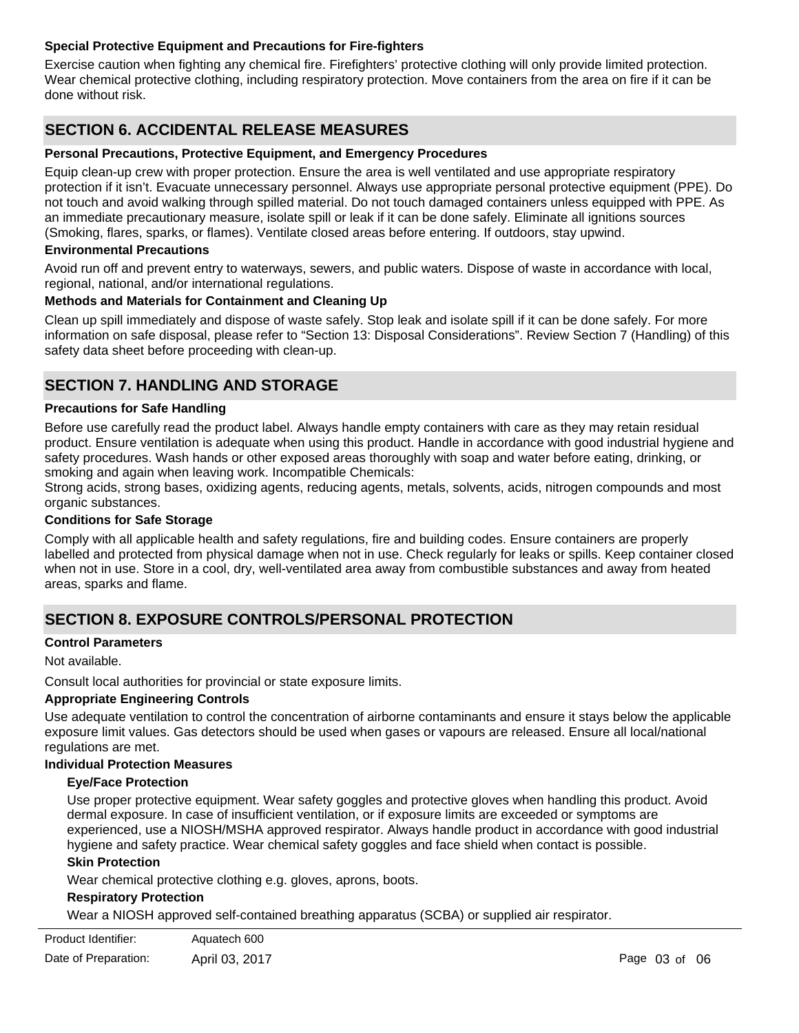### Special Protective Equipment and Precautions for Fire-fighters

Exercise caution when fighting any chemical fire. Firefighters' protective clothing will only provide limited protection. Wear chemical protective clothing, including respiratory protection. Move containers from the area on fire if it can be done without risk.

## SECTION 6. ACCIDENTAL RELEASE MEASURES

### Personal Precautions, Protective Equipment, and Emergency Procedures

Equip clean-up crew with proper protection. Ensure the area is well ventilated and use appropriate respiratory protection if it isn't. Evacuate unnecessary personnel. Always use appropriate personal protective equipment (PPE). Do not touch and avoid walking through spilled material. Do not touch damaged containers unless equipped with PPE. As an immediate precautionary measure, isolate spill or leak if it can be done safely. Eliminate all ignitions sources (Smoking, flares, sparks, or flames). Ventilate closed areas before entering. If outdoors, stay upwind.

### Environmental Precautions

Avoid run off and prevent entry to waterways, sewers, and public waters. Dispose of waste in accordance with local, regional, national, and/or international regulations.

### Methods and Materials for Containment and Cleaning Up

Clean up spill immediately and dispose of waste safely. Stop leak and isolate spill if it can be done safely. For more information on safe disposal, please refer to "Section 13: Disposal Considerations". Review Section 7 (Handling) of this safety data sheet before proceeding with clean-up.

## SECTION 7. HANDLING AND STORAGE

### Precautions for Safe Handling

Before use carefully read the product label. Always handle empty containers with care as they may retain residual product. Ensure ventilation is adequate when using this product. Handle in accordance with good industrial hygiene and safety procedures. Wash hands or other exposed areas thoroughly with soap and water before eating, drinking, or smoking and again when leaving work. Incompatible Chemicals:
Strong acids, strong bases, oxidizing agents, reducing agents, metals, solvents, acids, nitrogen compounds and most organic substances.

### Conditions for Safe Storage

Comply with all applicable health and safety regulations, fire and building codes. Ensure containers are properly labelled and protected from physical damage when not in use. Check regularly for leaks or spills. Keep container closed when not in use. Store in a cool, dry, well-ventilated area away from combustible substances and away from heated areas, sparks and flame.

## SECTION 8. EXPOSURE CONTROLS/PERSONAL PROTECTION

### Control Parameters

Not available.

Consult local authorities for provincial or state exposure limits.

### Appropriate Engineering Controls

Use adequate ventilation to control the concentration of airborne contaminants and ensure it stays below the applicable exposure limit values. Gas detectors should be used when gases or vapours are released. Ensure all local/national regulations are met.

### Individual Protection Measures

#### Eye/Face Protection

Use proper protective equipment. Wear safety goggles and protective gloves when handling this product. Avoid dermal exposure. In case of insufficient ventilation, or if exposure limits are exceeded or symptoms are experienced, use a NIOSH/MSHA approved respirator. Always handle product in accordance with good industrial hygiene and safety practice. Wear chemical safety goggles and face shield when contact is possible.

#### Skin Protection

Wear chemical protective clothing e.g. gloves, aprons, boots.

#### Respiratory Protection

Wear a NIOSH approved self-contained breathing apparatus (SCBA) or supplied air respirator.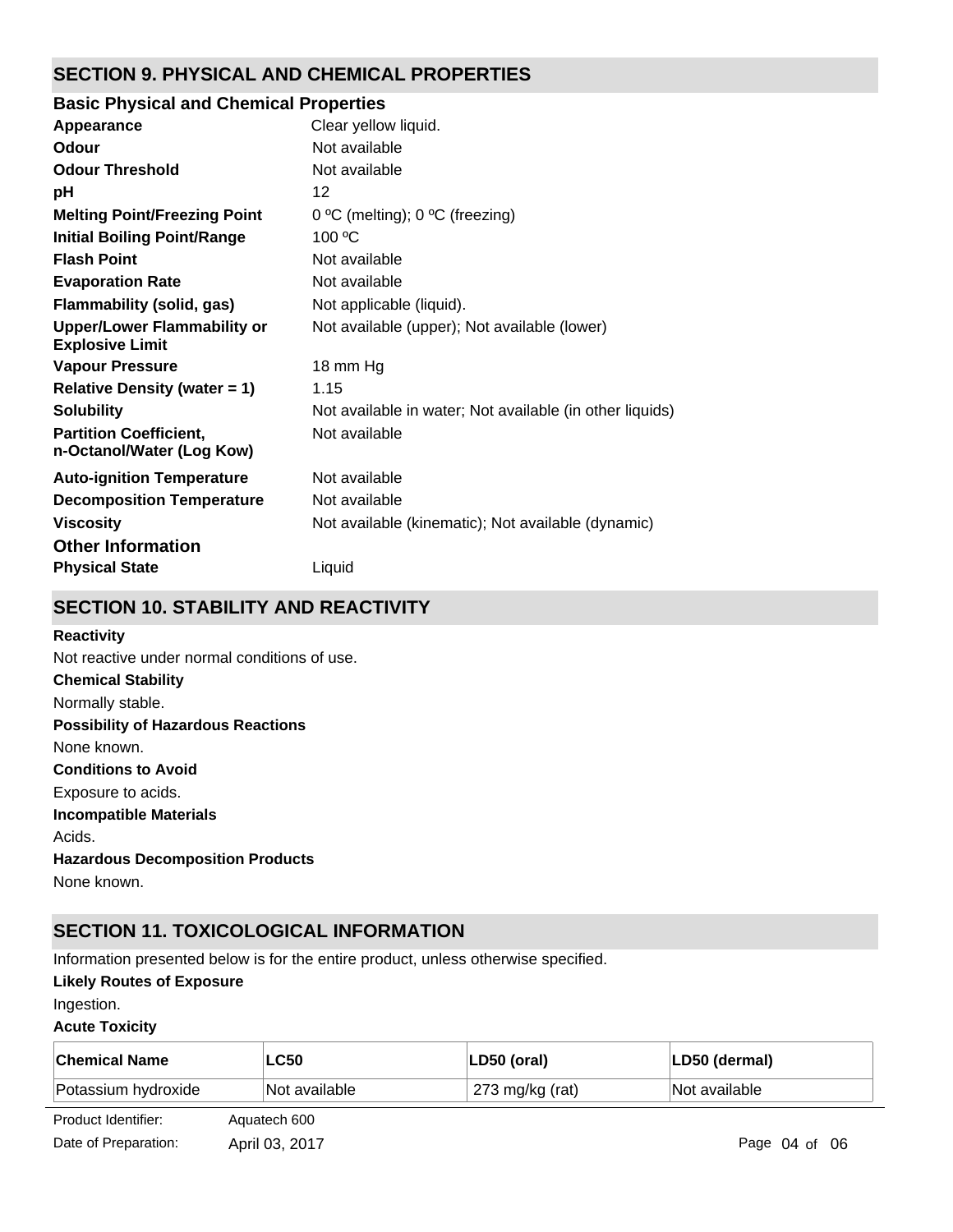## SECTION 9. PHYSICAL AND CHEMICAL PROPERTIES

### Basic Physical and Chemical Properties

| | |
|---|---|
| **Appearance** | Clear yellow liquid. |
| **Odour** | Not available |
| **Odour Threshold** | Not available |
| **pH** | 12 |
| **Melting Point/Freezing Point** | 0 ºC (melting); 0 ºC (freezing) |
| **Initial Boiling Point/Range** | 100 ºC |
| **Flash Point** | Not available |
| **Evaporation Rate** | Not available |
| **Flammability (solid, gas)** | Not applicable (liquid). |
| **Upper/Lower Flammability or Explosive Limit** | Not available (upper); Not available (lower) |
| **Vapour Pressure** | 18 mm Hg |
| **Relative Density (water = 1)** | 1.15 |
| **Solubility** | Not available in water; Not available (in other liquids) |
| **Partition Coefficient, n-Octanol/Water (Log Kow)** | Not available |
| **Auto-ignition Temperature** | Not available |
| **Decomposition Temperature** | Not available |
| **Viscosity** | Not available (kinematic); Not available (dynamic) |

### Other Information

| | |
|---|---|
| **Physical State** | Liquid |

## SECTION 10. STABILITY AND REACTIVITY

**Reactivity**

Not reactive under normal conditions of use.

**Chemical Stability**

Normally stable.

**Possibility of Hazardous Reactions**

None known.

**Conditions to Avoid**

Exposure to acids.

**Incompatible Materials**

Acids.

**Hazardous Decomposition Products**

None known.

## SECTION 11. TOXICOLOGICAL INFORMATION

Information presented below is for the entire product, unless otherwise specified.

**Likely Routes of Exposure**

Ingestion.

**Acute Toxicity**

| Chemical Name | LC50 | LD50 (oral) | LD50 (dermal) |
|---|---|---|---|
| Potassium hydroxide | Not available | 273 mg/kg (rat) | Not available |

Product Identifier: Aquatech 600

Date of Preparation: April 03, 2017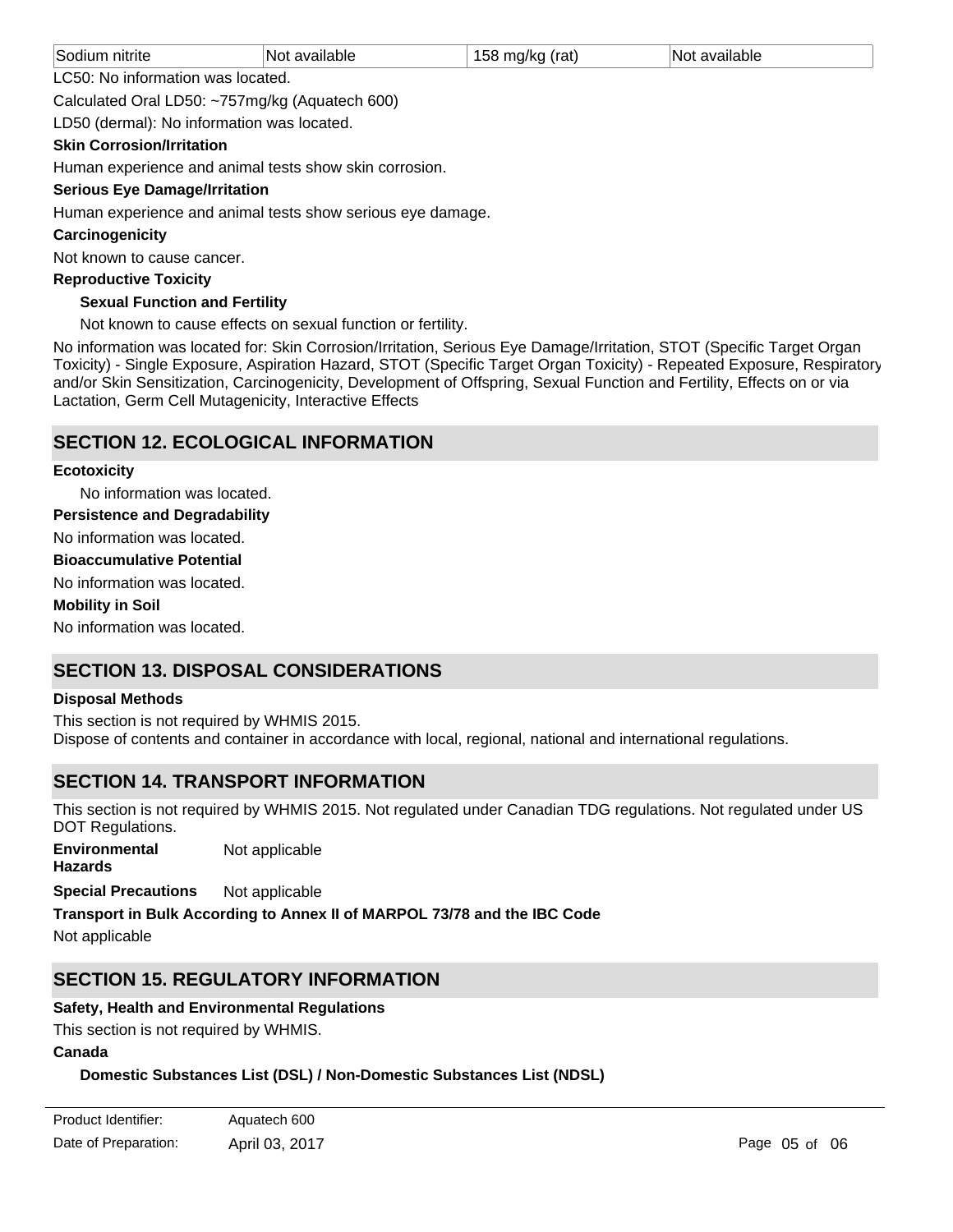| Sodium nitrite | Not available | 158 mg/kg (rat) | Not available |
|---|---|---|---|

LC50: No information was located.

Calculated Oral LD50: ~757mg/kg (Aquatech 600)

LD50 (dermal): No information was located.

**Skin Corrosion/Irritation**

Human experience and animal tests show skin corrosion.

**Serious Eye Damage/Irritation**

Human experience and animal tests show serious eye damage.

**Carcinogenicity**

Not known to cause cancer.

**Reproductive Toxicity**

**Sexual Function and Fertility**

Not known to cause effects on sexual function or fertility.

No information was located for: Skin Corrosion/Irritation, Serious Eye Damage/Irritation, STOT (Specific Target Organ Toxicity) - Single Exposure, Aspiration Hazard, STOT (Specific Target Organ Toxicity) - Repeated Exposure, Respiratory and/or Skin Sensitization, Carcinogenicity, Development of Offspring, Sexual Function and Fertility, Effects on or via Lactation, Germ Cell Mutagenicity, Interactive Effects

## SECTION 12. ECOLOGICAL INFORMATION

**Ecotoxicity**

No information was located.

**Persistence and Degradability**

No information was located.

**Bioaccumulative Potential**

No information was located.

**Mobility in Soil**

No information was located.

## SECTION 13. DISPOSAL CONSIDERATIONS

**Disposal Methods**

This section is not required by WHMIS 2015.
Dispose of contents and container in accordance with local, regional, national and international regulations.

## SECTION 14. TRANSPORT INFORMATION

This section is not required by WHMIS 2015. Not regulated under Canadian TDG regulations. Not regulated under US DOT Regulations.

**Environmental Hazards** Not applicable

**Special Precautions** Not applicable

**Transport in Bulk According to Annex II of MARPOL 73/78 and the IBC Code**

Not applicable

## SECTION 15. REGULATORY INFORMATION

**Safety, Health and Environmental Regulations**

This section is not required by WHMIS.

**Canada**

**Domestic Substances List (DSL) / Non-Domestic Substances List (NDSL)**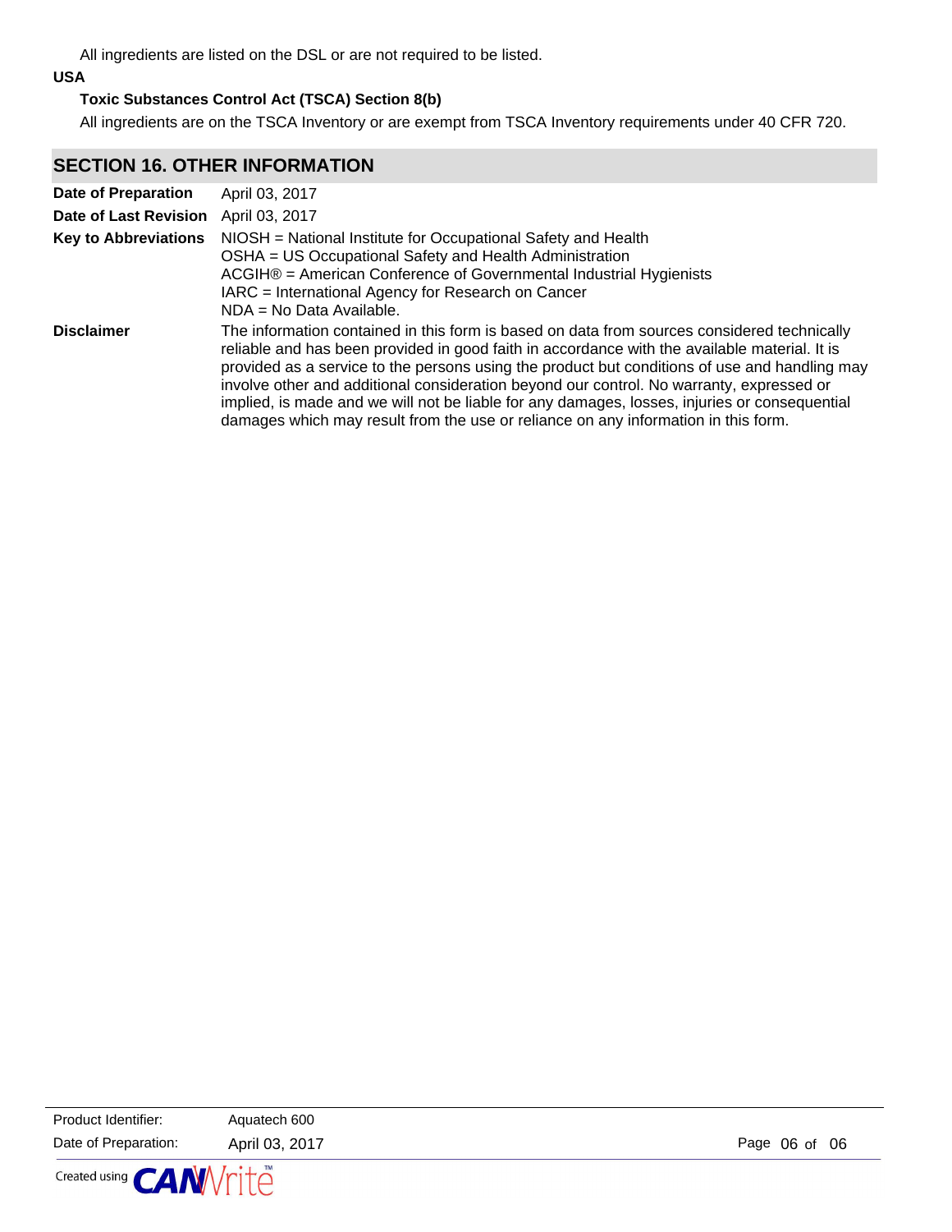All ingredients are listed on the DSL or are not required to be listed.

**USA**

**Toxic Substances Control Act (TSCA) Section 8(b)**

All ingredients are on the TSCA Inventory or are exempt from TSCA Inventory requirements under 40 CFR 720.

## SECTION 16. OTHER INFORMATION

| | |
|---|---|
| **Date of Preparation** | April 03, 2017 |
| **Date of Last Revision** | April 03, 2017 |
| **Key to Abbreviations** | NIOSH = National Institute for Occupational Safety and Health<br>OSHA = US Occupational Safety and Health Administration<br>ACGIH® = American Conference of Governmental Industrial Hygienists<br>IARC = International Agency for Research on Cancer<br>NDA = No Data Available. |
| **Disclaimer** | The information contained in this form is based on data from sources considered technically reliable and has been provided in good faith in accordance with the available material. It is provided as a service to the persons using the product but conditions of use and handling may involve other and additional consideration beyond our control. No warranty, expressed or implied, is made and we will not be liable for any damages, losses, injuries or consequential damages which may result from the use or reliance on any information in this form. |